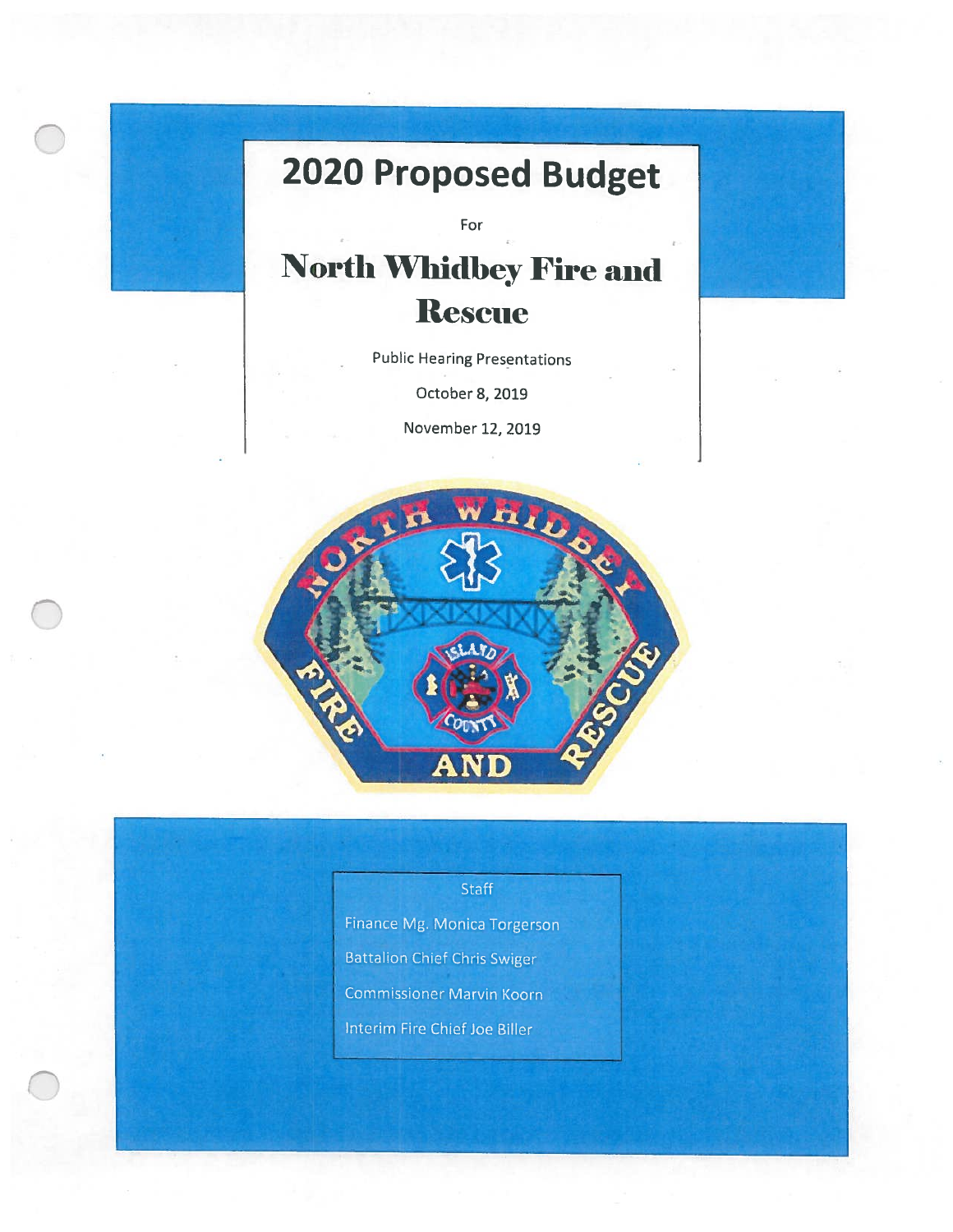# 2020 Proposed Budget

For

# North Whidbey Fire and Rescue

Public Hearing Presentations

October 8, 2019

November 12, 2019

Staff

Finance Mg. Monica Torgerson

Battalion Chief Chris Swiger

Commissioner Marvin Koorn

Interim Fire Chief Joe Biller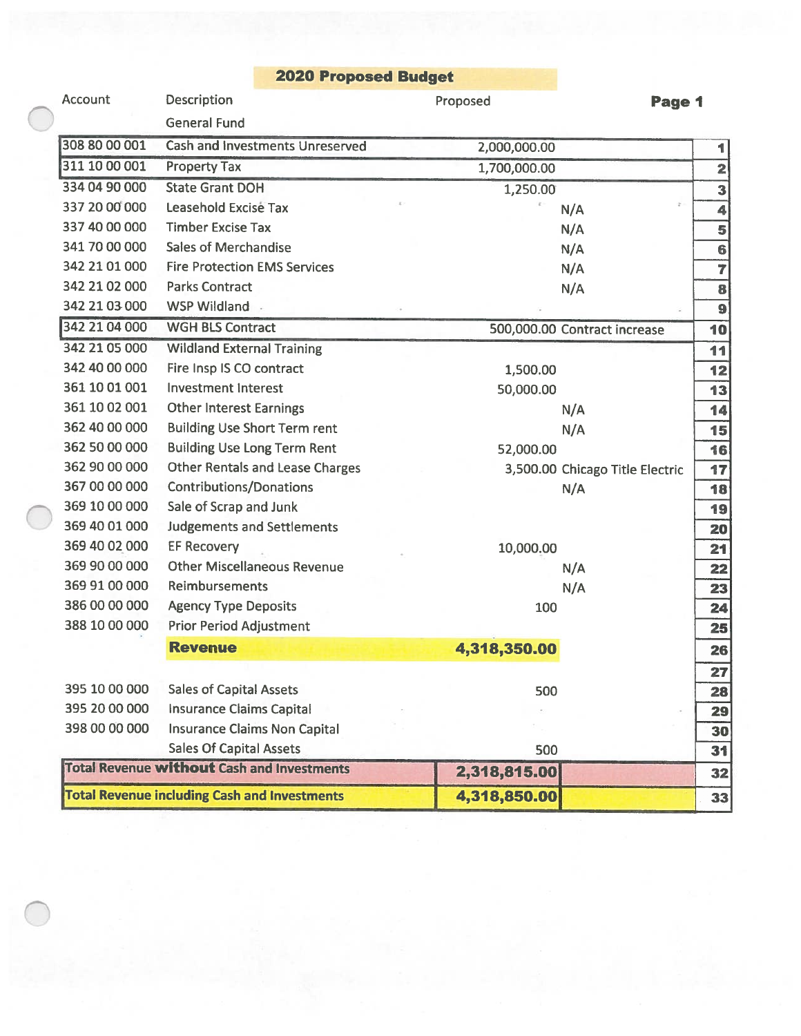# 2020 Proposed Budget

| Account | Description | Proposed | | Page 1 |
|---|---|---|---|---|
| | General Fund | | | |
| 308 80 00 001 | Cash and Investments Unreserved | 2,000,000.00 | | 1 |
| 311 10 00 001 | Property Tax | 1,700,000.00 | | 2 |
| 334 04 90 000 | State Grant DOH | 1,250.00 | | 3 |
| 337 20 00 000 | Leasehold Excise Tax | | N/A | 4 |
| 337 40 00 000 | Timber Excise Tax | | N/A | 5 |
| 341 70 00 000 | Sales of Merchandise | | N/A | 6 |
| 342 21 01 000 | Fire Protection EMS Services | | N/A | 7 |
| 342 21 02 000 | Parks Contract | | N/A | 8 |
| 342 21 03 000 | WSP Wildland | | | 9 |
| 342 21 04 000 | WGH BLS Contract | 500,000.00 | Contract increase | 10 |
| 342 21 05 000 | Wildland External Training | | | 11 |
| 342 40 00 000 | Fire Insp IS CO contract | 1,500.00 | | 12 |
| 361 10 01 001 | Investment Interest | 50,000.00 | | 13 |
| 361 10 02 001 | Other Interest Earnings | | N/A | 14 |
| 362 40 00 000 | Building Use Short Term rent | | N/A | 15 |
| 362 50 00 000 | Building Use Long Term Rent | 52,000.00 | | 16 |
| 362 90 00 000 | Other Rentals and Lease Charges | 3,500.00 | Chicago Title Electric | 17 |
| 367 00 00 000 | Contributions/Donations | | N/A | 18 |
| 369 10 00 000 | Sale of Scrap and Junk | | | 19 |
| 369 40 01 000 | Judgements and Settlements | | | 20 |
| 369 40 02 000 | EF Recovery | 10,000.00 | | 21 |
| 369 90 00 000 | Other Miscellaneous Revenue | | N/A | 22 |
| 369 91 00 000 | Reimbursements | | N/A | 23 |
| 386 00 00 000 | Agency Type Deposits | 100 | | 24 |
| 388 10 00 000 | Prior Period Adjustment | | | 25 |
| | **Revenue** | **4,318,350.00** | | 26 |
| | | | | 27 |
| 395 10 00 000 | Sales of Capital Assets | 500 | | 28 |
| 395 20 00 000 | Insurance Claims Capital | | | 29 |
| 398 00 00 000 | Insurance Claims Non Capital | | | 30 |
| | Sales Of Capital Assets | 500 | | 31 |
| **Total Revenue without Cash and Investments** | | **2,318,815.00** | | 32 |
| **Total Revenue including Cash and Investments** | | **4,318,850.00** | | 33 |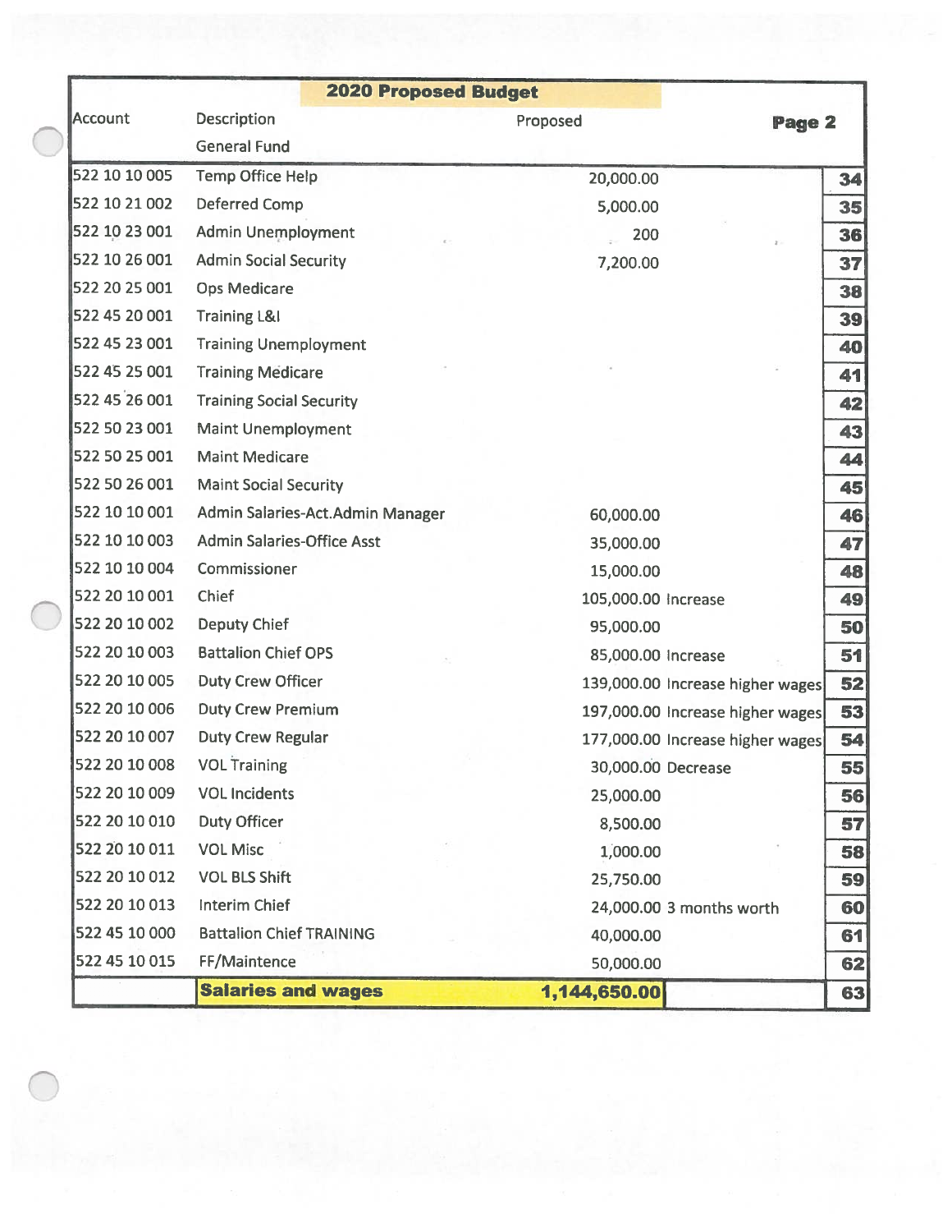| **2020 Proposed Budget** | | | | |
|---|---|---|---|---|
| Account | Description | Proposed | | **Page 2** |
| | General Fund | | | |
| 522 10 10 005 | Temp Office Help | 20,000.00 | | **34** |
| 522 10 21 002 | Deferred Comp | 5,000.00 | | **35** |
| 522 10 23 001 | Admin Unemployment | 200 | | **36** |
| 522 10 26 001 | Admin Social Security | 7,200.00 | | **37** |
| 522 20 25 001 | Ops Medicare | | | **38** |
| 522 45 20 001 | Training L&I | | | **39** |
| 522 45 23 001 | Training Unemployment | | | **40** |
| 522 45 25 001 | Training Medicare | | | **41** |
| 522 45 26 001 | Training Social Security | | | **42** |
| 522 50 23 001 | Maint Unemployment | | | **43** |
| 522 50 25 001 | Maint Medicare | | | **44** |
| 522 50 26 001 | Maint Social Security | | | **45** |
| 522 10 10 001 | Admin Salaries-Act.Admin Manager | 60,000.00 | | **46** |
| 522 10 10 003 | Admin Salaries-Office Asst | 35,000.00 | | **47** |
| 522 10 10 004 | Commissioner | 15,000.00 | | **48** |
| 522 20 10 001 | Chief | 105,000.00 | Increase | **49** |
| 522 20 10 002 | Deputy Chief | 95,000.00 | | **50** |
| 522 20 10 003 | Battalion Chief OPS | 85,000.00 | Increase | **51** |
| 522 20 10 005 | Duty Crew Officer | 139,000.00 | Increase higher wages | **52** |
| 522 20 10 006 | Duty Crew Premium | 197,000.00 | Increase higher wages | **53** |
| 522 20 10 007 | Duty Crew Regular | 177,000.00 | Increase higher wages | **54** |
| 522 20 10 008 | VOL Training | 30,000.00 | Decrease | **55** |
| 522 20 10 009 | VOL Incidents | 25,000.00 | | **56** |
| 522 20 10 010 | Duty Officer | 8,500.00 | | **57** |
| 522 20 10 011 | VOL Misc | 1,000.00 | | **58** |
| 522 20 10 012 | VOL BLS Shift | 25,750.00 | | **59** |
| 522 20 10 013 | Interim Chief | 24,000.00 | 3 months worth | **60** |
| 522 45 10 000 | Battalion Chief TRAINING | 40,000.00 | | **61** |
| 522 45 10 015 | FF/Maintence | 50,000.00 | | **62** |
| | **Salaries and wages** | **1,144,650.00** | | **63** |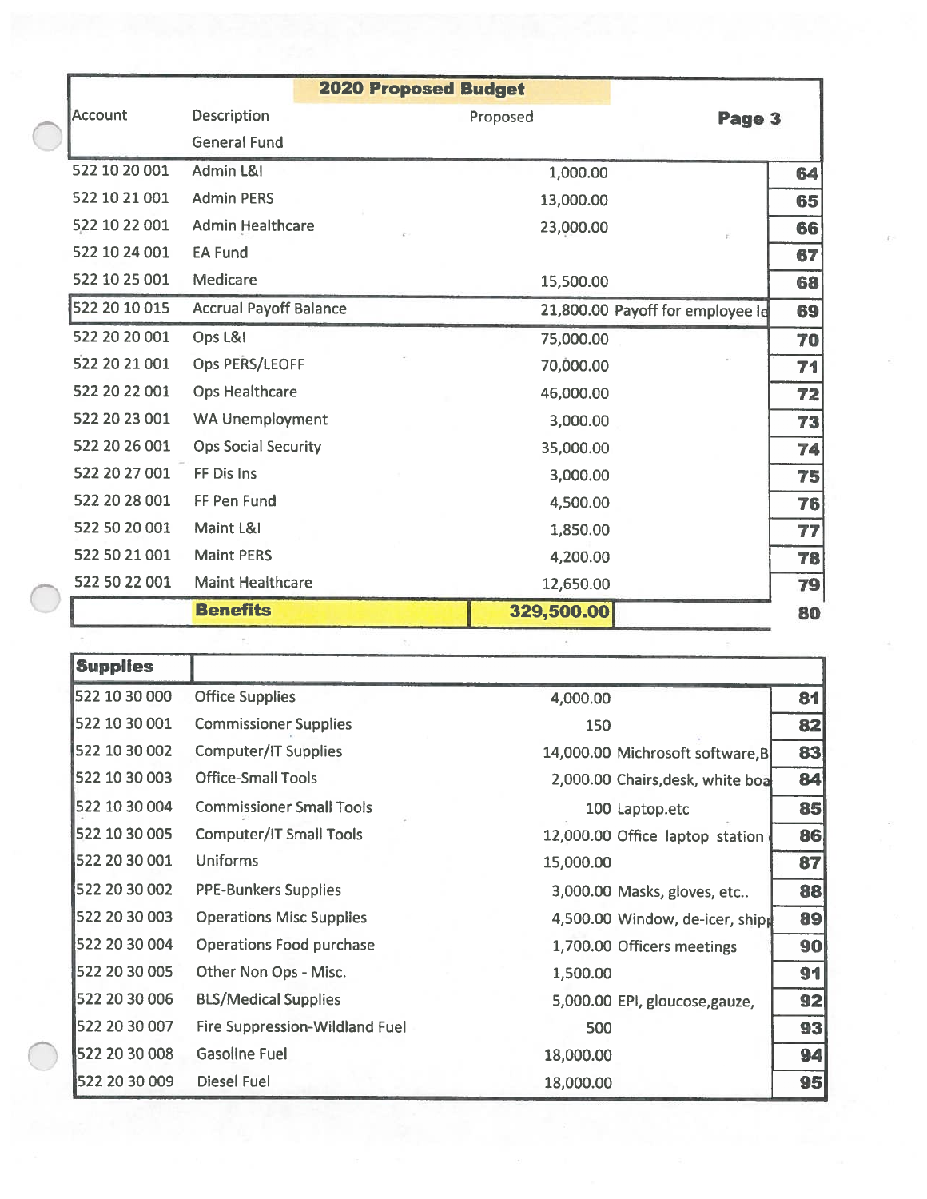# 2020 Proposed Budget

**Page 3**

| Account | Description | Proposed | Notes | Line |
|---|---|---|---|---|
| | General Fund | | | |
| 522 10 20 001 | Admin L&I | 1,000.00 | | 64 |
| 522 10 21 001 | Admin PERS | 13,000.00 | | 65 |
| 522 10 22 001 | Admin Healthcare | 23,000.00 | | 66 |
| 522 10 24 001 | EA Fund | | | 67 |
| 522 10 25 001 | Medicare | 15,500.00 | | 68 |
| 522 20 10 015 | Accrual Payoff Balance | 21,800.00 | Payoff for employee le | 69 |
| 522 20 20 001 | Ops L&I | 75,000.00 | | 70 |
| 522 20 21 001 | Ops PERS/LEOFF | 70,000.00 | | 71 |
| 522 20 22 001 | Ops Healthcare | 46,000.00 | | 72 |
| 522 20 23 001 | WA Unemployment | 3,000.00 | | 73 |
| 522 20 26 001 | Ops Social Security | 35,000.00 | | 74 |
| 522 20 27 001 | FF Dis Ins | 3,000.00 | | 75 |
| 522 20 28 001 | FF Pen Fund | 4,500.00 | | 76 |
| 522 50 20 001 | Maint L&I | 1,850.00 | | 77 |
| 522 50 21 001 | Maint PERS | 4,200.00 | | 78 |
| 522 50 22 001 | Maint Healthcare | 12,650.00 | | 79 |
| | **Benefits** | **329,500.00** | | 80 |

| **Supplies** | | | | |
|---|---|---|---|---|
| 522 10 30 000 | Office Supplies | 4,000.00 | | 81 |
| 522 10 30 001 | Commissioner Supplies | 150 | | 82 |
| 522 10 30 002 | Computer/IT Supplies | 14,000.00 | Michrosoft software,B | 83 |
| 522 10 30 003 | Office-Small Tools | 2,000.00 | Chairs,desk, white boa | 84 |
| 522 10 30 004 | Commissioner Small Tools | 100 | Laptop.etc | 85 |
| 522 10 30 005 | Computer/IT Small Tools | 12,000.00 | Office laptop station | 86 |
| 522 20 30 001 | Uniforms | 15,000.00 | | 87 |
| 522 20 30 002 | PPE-Bunkers Supplies | 3,000.00 | Masks, gloves, etc.. | 88 |
| 522 20 30 003 | Operations Misc Supplies | 4,500.00 | Window, de-icer, shipp | 89 |
| 522 20 30 004 | Operations Food purchase | 1,700.00 | Officers meetings | 90 |
| 522 20 30 005 | Other Non Ops - Misc. | 1,500.00 | | 91 |
| 522 20 30 006 | BLS/Medical Supplies | 5,000.00 | EPI, gloucose,gauze, | 92 |
| 522 20 30 007 | Fire Suppression-Wildland Fuel | 500 | | 93 |
| 522 20 30 008 | Gasoline Fuel | 18,000.00 | | 94 |
| 522 20 30 009 | Diesel Fuel | 18,000.00 | | 95 |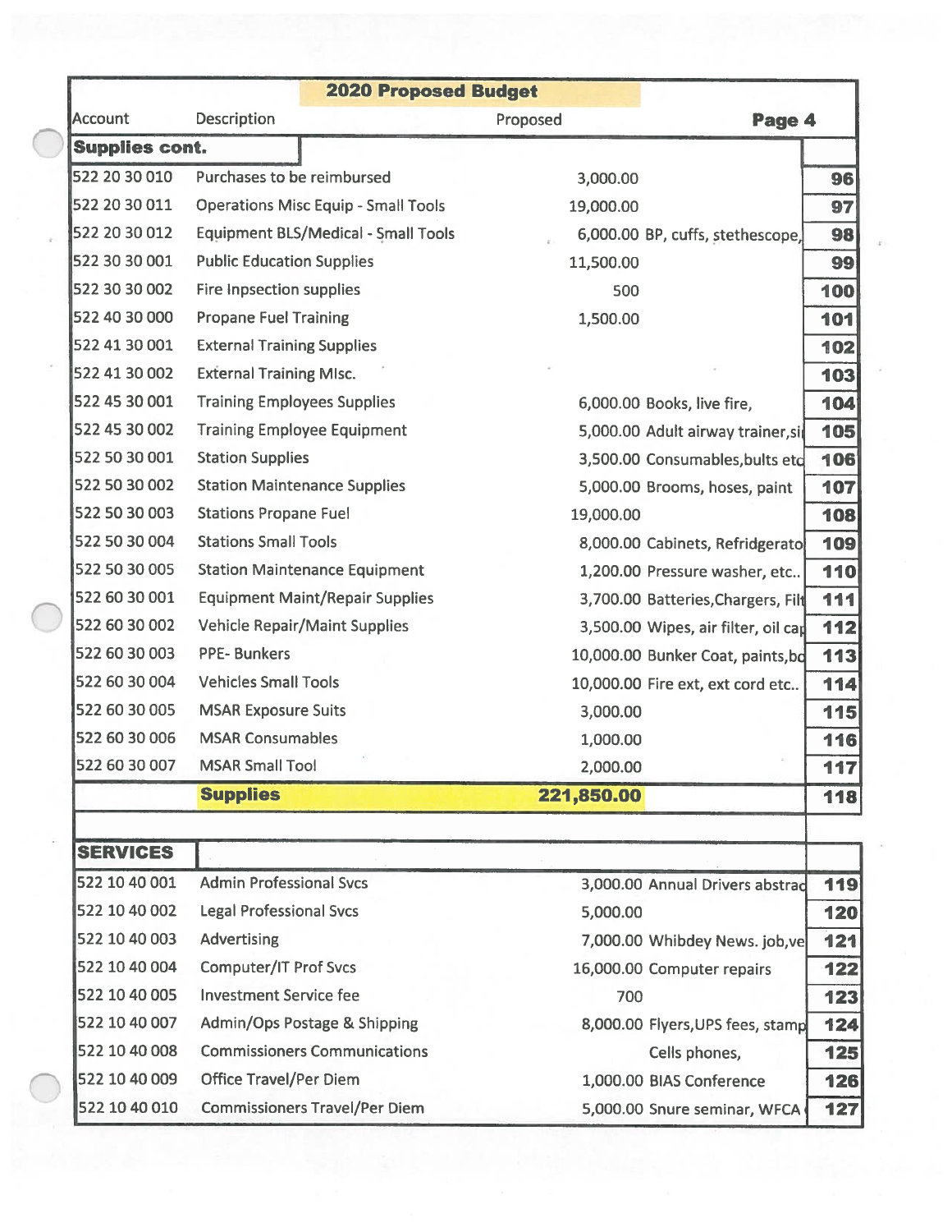| Account | Description | Proposed | | Page 4 |
|---|---|---|---|---|
| **Supplies cont.** | | | | |
| 522 20 30 010 | Purchases to be reimbursed | 3,000.00 | | 96 |
| 522 20 30 011 | Operations Misc Equip - Small Tools | 19,000.00 | | 97 |
| 522 20 30 012 | Equipment BLS/Medical - Small Tools | 6,000.00 | BP, cuffs, stethescope, | 98 |
| 522 30 30 001 | Public Education Supplies | 11,500.00 | | 99 |
| 522 30 30 002 | Fire Inpsection supplies | 500 | | 100 |
| 522 40 30 000 | Propane Fuel Training | 1,500.00 | | 101 |
| 522 41 30 001 | External Training Supplies | | | 102 |
| 522 41 30 002 | External Training MIsc. | | | 103 |
| 522 45 30 001 | Training Employees Supplies | 6,000.00 | Books, live fire, | 104 |
| 522 45 30 002 | Training Employee Equipment | 5,000.00 | Adult airway trainer,si | 105 |
| 522 50 30 001 | Station Supplies | 3,500.00 | Consumables,bults etc | 106 |
| 522 50 30 002 | Station Maintenance Supplies | 5,000.00 | Brooms, hoses, paint | 107 |
| 522 50 30 003 | Stations Propane Fuel | 19,000.00 | | 108 |
| 522 50 30 004 | Stations Small Tools | 8,000.00 | Cabinets, Refridgerato | 109 |
| 522 50 30 005 | Station Maintenance Equipment | 1,200.00 | Pressure washer, etc.. | 110 |
| 522 60 30 001 | Equipment Maint/Repair Supplies | 3,700.00 | Batteries,Chargers, Filt | 111 |
| 522 60 30 002 | Vehicle Repair/Maint Supplies | 3,500.00 | Wipes, air filter, oil ca | 112 |
| 522 60 30 003 | PPE- Bunkers | 10,000.00 | Bunker Coat, paints,bo | 113 |
| 522 60 30 004 | Vehicles Small Tools | 10,000.00 | Fire ext, ext cord etc.. | 114 |
| 522 60 30 005 | MSAR Exposure Suits | 3,000.00 | | 115 |
| 522 60 30 006 | MSAR Consumables | 1,000.00 | | 116 |
| 522 60 30 007 | MSAR Small Tool | 2,000.00 | | 117 |
| | **Supplies** | **221,850.00** | | 118 |
| | | | | |
| **SERVICES** | | | | |
| 522 10 40 001 | Admin Professional Svcs | 3,000.00 | Annual Drivers abstrac | 119 |
| 522 10 40 002 | Legal Professional Svcs | 5,000.00 | | 120 |
| 522 10 40 003 | Advertising | 7,000.00 | Whibdey News. job,ve | 121 |
| 522 10 40 004 | Computer/IT Prof Svcs | 16,000.00 | Computer repairs | 122 |
| 522 10 40 005 | Investment Service fee | 700 | | 123 |
| 522 10 40 007 | Admin/Ops Postage & Shipping | 8,000.00 | Flyers,UPS fees, stamp | 124 |
| 522 10 40 008 | Commissioners Communications | | Cells phones, | 125 |
| 522 10 40 009 | Office Travel/Per Diem | 1,000.00 | BIAS Conference | 126 |
| 522 10 40 010 | Commissioners Travel/Per Diem | 5,000.00 | Snure seminar, WFCA | 127 |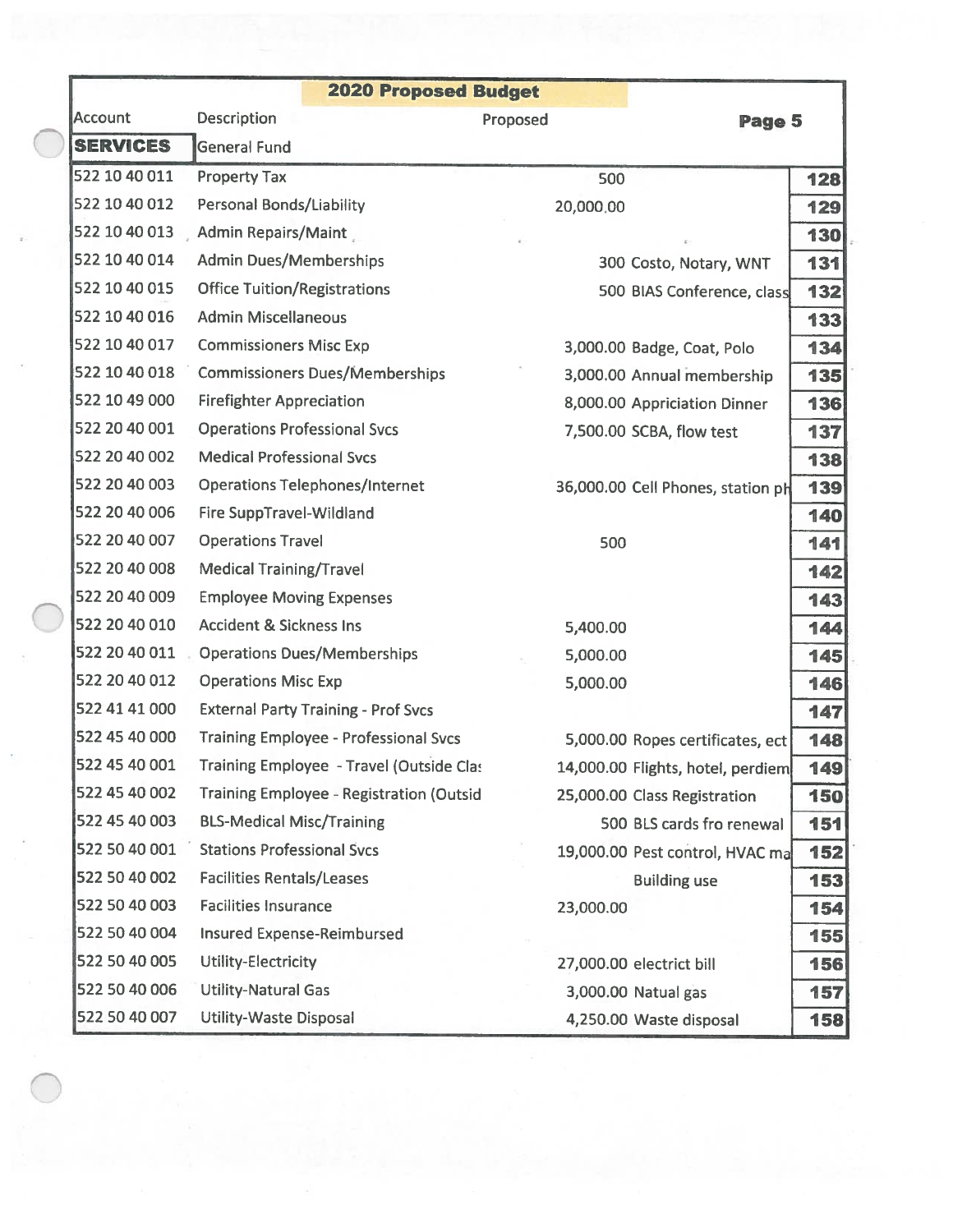| 2020 Proposed Budget | | | | |
|---|---|---|---|---|
| Account | Description | Proposed | | Page 5 |
| SERVICES | General Fund | | | |
| 522 10 40 011 | Property Tax | 500 | | 128 |
| 522 10 40 012 | Personal Bonds/Liability | 20,000.00 | | 129 |
| 522 10 40 013 | Admin Repairs/Maint | | | 130 |
| 522 10 40 014 | Admin Dues/Memberships | 300 | Costo, Notary, WNT | 131 |
| 522 10 40 015 | Office Tuition/Registrations | 500 | BIAS Conference, class | 132 |
| 522 10 40 016 | Admin Miscellaneous | | | 133 |
| 522 10 40 017 | Commissioners Misc Exp | 3,000.00 | Badge, Coat, Polo | 134 |
| 522 10 40 018 | Commissioners Dues/Memberships | 3,000.00 | Annual membership | 135 |
| 522 10 49 000 | Firefighter Appreciation | 8,000.00 | Appriciation Dinner | 136 |
| 522 20 40 001 | Operations Professional Svcs | 7,500.00 | SCBA, flow test | 137 |
| 522 20 40 002 | Medical Professional Svcs | | | 138 |
| 522 20 40 003 | Operations Telephones/Internet | 36,000.00 | Cell Phones, station ph | 139 |
| 522 20 40 006 | Fire SuppTravel-Wildland | | | 140 |
| 522 20 40 007 | Operations Travel | 500 | | 141 |
| 522 20 40 008 | Medical Training/Travel | | | 142 |
| 522 20 40 009 | Employee Moving Expenses | | | 143 |
| 522 20 40 010 | Accident & Sickness Ins | 5,400.00 | | 144 |
| 522 20 40 011 | Operations Dues/Memberships | 5,000.00 | | 145 |
| 522 20 40 012 | Operations Misc Exp | 5,000.00 | | 146 |
| 522 41 41 000 | External Party Training - Prof Svcs | | | 147 |
| 522 45 40 000 | Training Employee - Professional Svcs | 5,000.00 | Ropes certificates, ect | 148 |
| 522 45 40 001 | Training Employee - Travel (Outside Cla: | 14,000.00 | Flights, hotel, perdiem | 149 |
| 522 45 40 002 | Training Employee - Registration (Outsid | 25,000.00 | Class Registration | 150 |
| 522 45 40 003 | BLS-Medical Misc/Training | 500 | BLS cards fro renewal | 151 |
| 522 50 40 001 | Stations Professional Svcs | 19,000.00 | Pest control, HVAC ma | 152 |
| 522 50 40 002 | Facilities Rentals/Leases | | Building use | 153 |
| 522 50 40 003 | Facilities Insurance | 23,000.00 | | 154 |
| 522 50 40 004 | Insured Expense-Reimbursed | | | 155 |
| 522 50 40 005 | Utility-Electricity | 27,000.00 | electrict bill | 156 |
| 522 50 40 006 | Utility-Natural Gas | 3,000.00 | Natual gas | 157 |
| 522 50 40 007 | Utility-Waste Disposal | 4,250.00 | Waste disposal | 158 |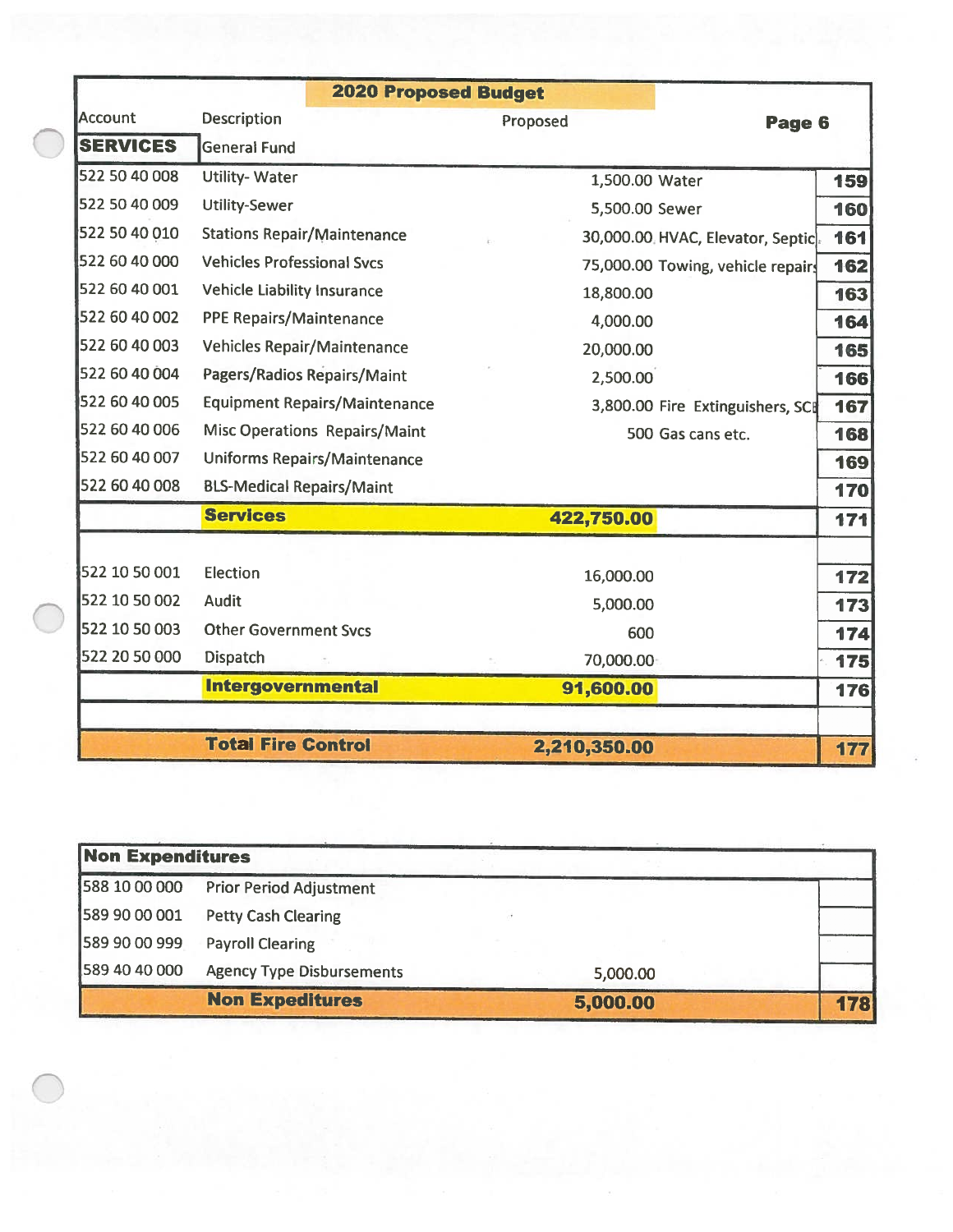## 2020 Proposed Budget

**Page 6**

| Account | Description | Proposed | | |
|---|---|---|---|---|
| **SERVICES** | General Fund | | | |
| 522 50 40 008 | Utility- Water | 1,500.00 | Water | **159** |
| 522 50 40 009 | Utility-Sewer | 5,500.00 | Sewer | **160** |
| 522 50 40 010 | Stations Repair/Maintenance | 30,000.00 | HVAC, Elevator, Septic | **161** |
| 522 60 40 000 | Vehicles Professional Svcs | 75,000.00 | Towing, vehicle repairs | **162** |
| 522 60 40 001 | Vehicle Liability Insurance | 18,800.00 | | **163** |
| 522 60 40 002 | PPE Repairs/Maintenance | 4,000.00 | | **164** |
| 522 60 40 003 | Vehicles Repair/Maintenance | 20,000.00 | | **165** |
| 522 60 40 004 | Pagers/Radios Repairs/Maint | 2,500.00 | | **166** |
| 522 60 40 005 | Equipment Repairs/Maintenance | 3,800.00 | Fire Extinguishers, SCB | **167** |
| 522 60 40 006 | Misc Operations Repairs/Maint | 500 | Gas cans etc. | **168** |
| 522 60 40 007 | Uniforms Repairs/Maintenance | | | **169** |
| 522 60 40 008 | BLS-Medical Repairs/Maint | | | **170** |
| | **Services** | **422,750.00** | | **171** |
| | | | | |
| 522 10 50 001 | Election | 16,000.00 | | **172** |
| 522 10 50 002 | Audit | 5,000.00 | | **173** |
| 522 10 50 003 | Other Government Svcs | 600 | | **174** |
| 522 20 50 000 | Dispatch | 70,000.00 | | **175** |
| | **Intergovernmental** | **91,600.00** | | **176** |
| | | | | |
| | **Total Fire Control** | **2,210,350.00** | | **177** |

| **Non Expenditures** | | | |
|---|---|---|---|
| 588 10 00 000 | Prior Period Adjustment | | |
| 589 90 00 001 | Petty Cash Clearing | | |
| 589 90 00 999 | Payroll Clearing | | |
| 589 40 40 000 | Agency Type Disbursements | 5,000.00 | |
| | **Non Expeditures** | **5,000.00** | **178** |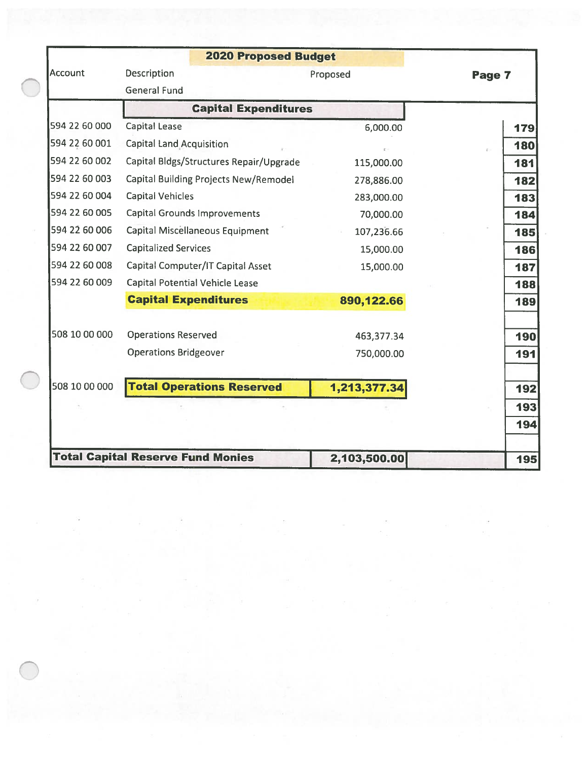# 2020 Proposed Budget

| Account | Description | Proposed | |
|---|---|---|---|
| | General Fund | | |
| | **Capital Expenditures** | | |
| 594 22 60 000 | Capital Lease | 6,000.00 | 179 |
| 594 22 60 001 | Capital Land Acquisition | | 180 |
| 594 22 60 002 | Capital Bldgs/Structures Repair/Upgrade | 115,000.00 | 181 |
| 594 22 60 003 | Capital Building Projects New/Remodel | 278,886.00 | 182 |
| 594 22 60 004 | Capital Vehicles | 283,000.00 | 183 |
| 594 22 60 005 | Capital Grounds Improvements | 70,000.00 | 184 |
| 594 22 60 006 | Capital Miscellaneous Equipment | 107,236.66 | 185 |
| 594 22 60 007 | Capitalized Services | 15,000.00 | 186 |
| 594 22 60 008 | Capital Computer/IT Capital Asset | 15,000.00 | 187 |
| 594 22 60 009 | Capital Potential Vehicle Lease | | 188 |
| | **Capital Expenditures** | **890,122.66** | 189 |
| | | | |
| 508 10 00 000 | Operations Reserved | 463,377.34 | 190 |
| | Operations Bridgeover | 750,000.00 | 191 |
| | | | |
| 508 10 00 000 | **Total Operations Reserved** | **1,213,377.34** | 192 |
| | | | 193 |
| | | | 194 |
| | | | |
| **Total Capital Reserve Fund Monies** | | **2,103,500.00** | 195 |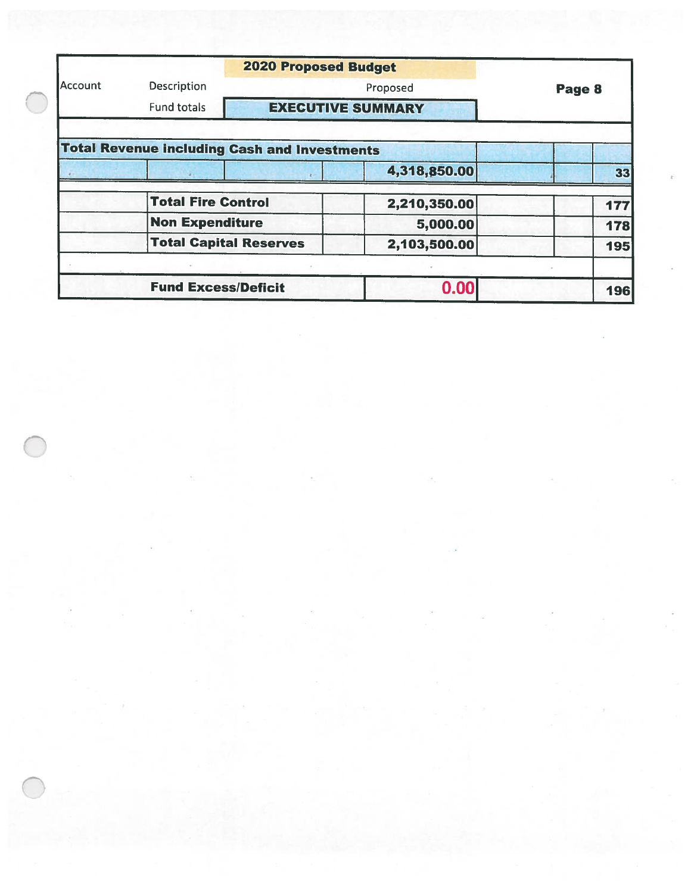| Account | Description | 2020 Proposed Budget | | | | |
|---|---|---|---|---|---|---|
| | Fund totals | **EXECUTIVE SUMMARY** | | Proposed | | **Page 8** |

| | | | | | | | |
|---|---|---|---|---|---|---|---|
| **Total Revenue including Cash and Investments** | | | | | | | |
| | | | | **4,318,850.00** | | | **33** |
| | **Total Fire Control** | | | **2,210,350.00** | | | **177** |
| | **Non Expenditure** | | | **5,000.00** | | | **178** |
| | **Total Capital Reserves** | | | **2,103,500.00** | | | **195** |
| | **Fund Excess/Deficit** | | | **0.00** | | | **196** |